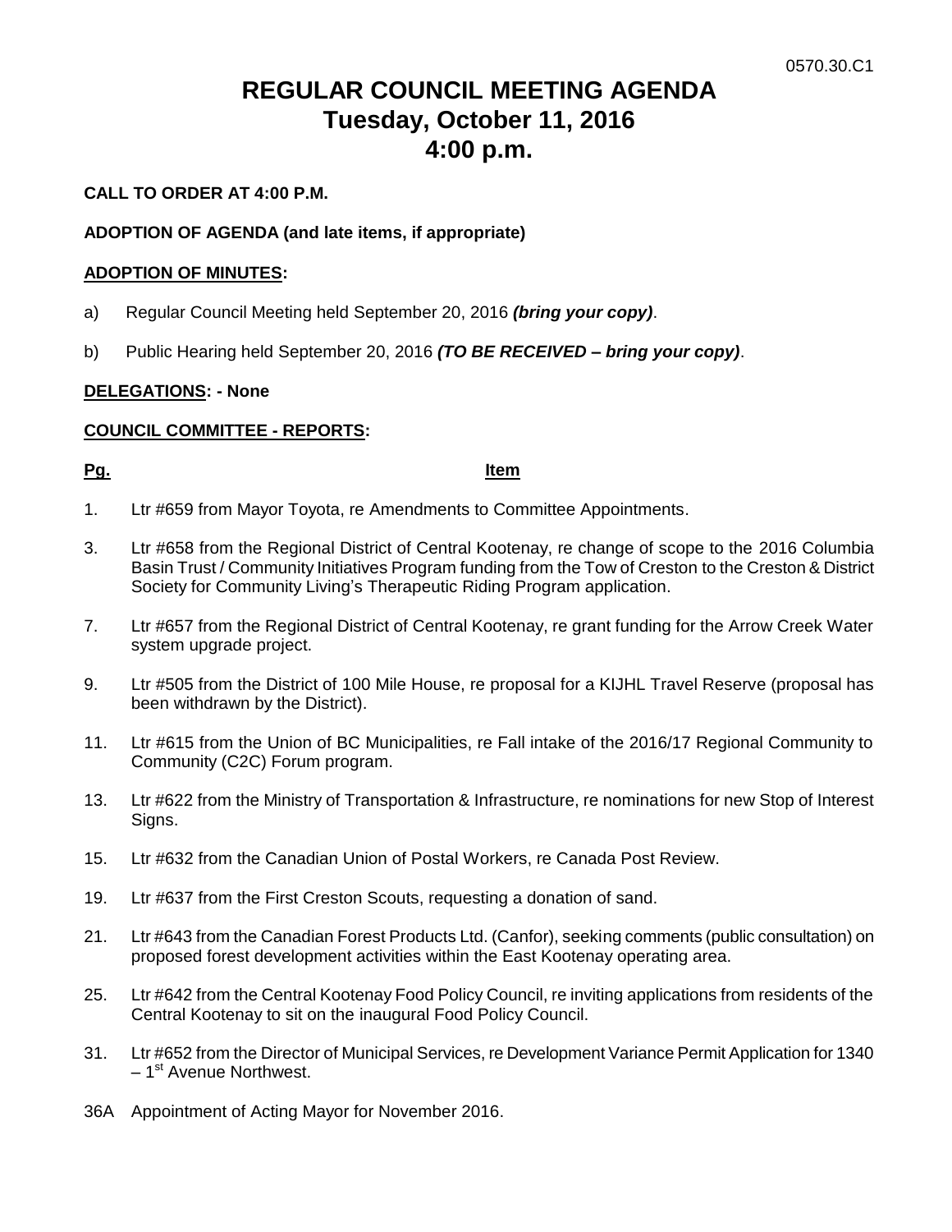0570.30.C1

# REGULAR COUNCIL MEETING AGENDA
# Tuesday, October 11, 2016
# 4:00 p.m.

**CALL TO ORDER AT 4:00 P.M.**

**ADOPTION OF AGENDA (and late items, if appropriate)**

**ADOPTION OF MINUTES:**

a) Regular Council Meeting held September 20, 2016 ***(bring your copy)***.

b) Public Hearing held September 20, 2016 ***(TO BE RECEIVED – bring your copy)***.

**DELEGATIONS: - None**

**COUNCIL COMMITTEE - REPORTS:**

**Pg.** **Item**

1. Ltr #659 from Mayor Toyota, re Amendments to Committee Appointments.

3. Ltr #658 from the Regional District of Central Kootenay, re change of scope to the 2016 Columbia Basin Trust / Community Initiatives Program funding from the Tow of Creston to the Creston & District Society for Community Living's Therapeutic Riding Program application.

7. Ltr #657 from the Regional District of Central Kootenay, re grant funding for the Arrow Creek Water system upgrade project.

9. Ltr #505 from the District of 100 Mile House, re proposal for a KIJHL Travel Reserve (proposal has been withdrawn by the District).

11. Ltr #615 from the Union of BC Municipalities, re Fall intake of the 2016/17 Regional Community to Community (C2C) Forum program.

13. Ltr #622 from the Ministry of Transportation & Infrastructure, re nominations for new Stop of Interest Signs.

15. Ltr #632 from the Canadian Union of Postal Workers, re Canada Post Review.

19. Ltr #637 from the First Creston Scouts, requesting a donation of sand.

21. Ltr #643 from the Canadian Forest Products Ltd. (Canfor), seeking comments (public consultation) on proposed forest development activities within the East Kootenay operating area.

25. Ltr #642 from the Central Kootenay Food Policy Council, re inviting applications from residents of the Central Kootenay to sit on the inaugural Food Policy Council.

31. Ltr #652 from the Director of Municipal Services, re Development Variance Permit Application for 1340 – 1st Avenue Northwest.

36A Appointment of Acting Mayor for November 2016.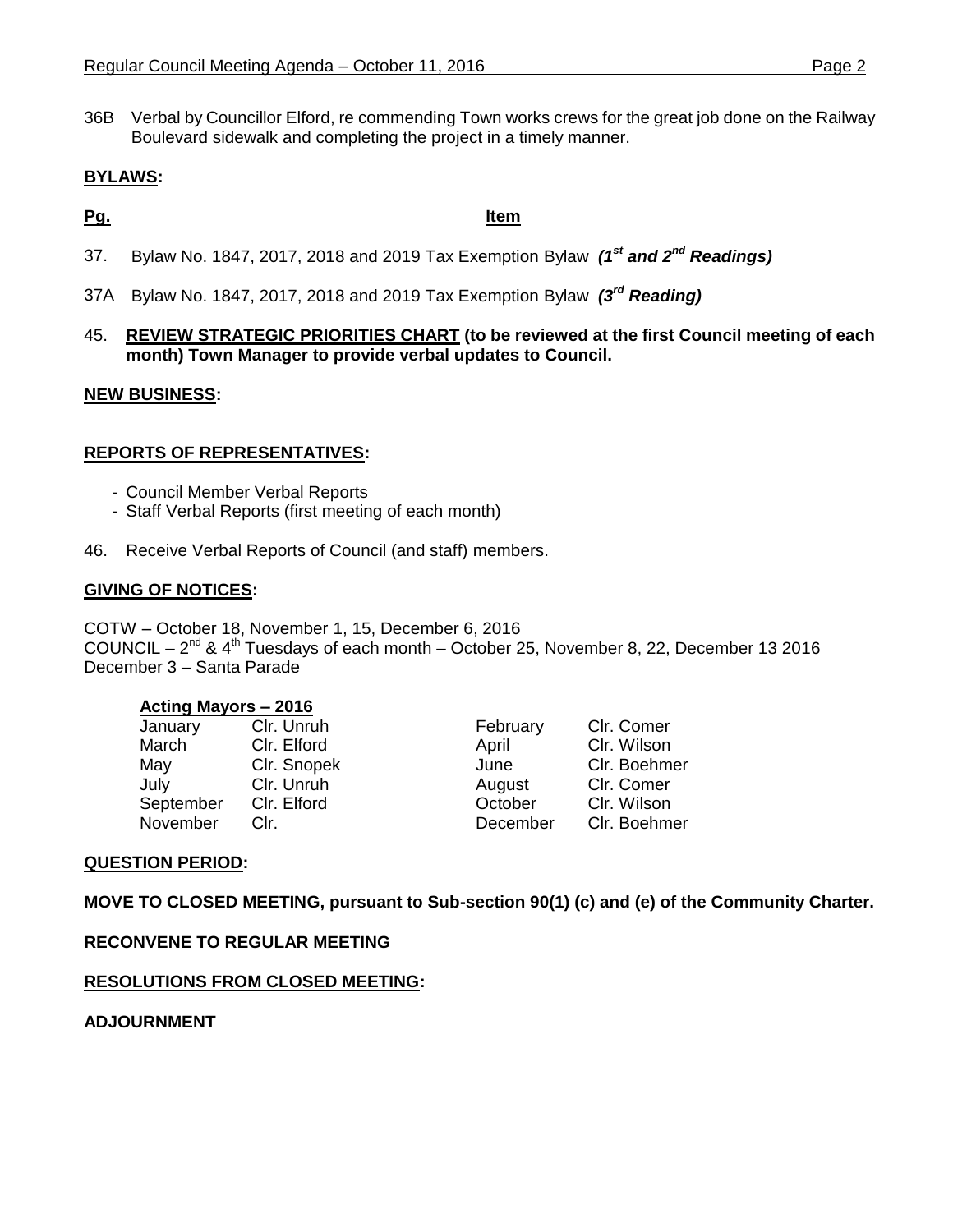36B Verbal by Councillor Elford, re commending Town works crews for the great job done on the Railway Boulevard sidewalk and completing the project in a timely manner.

**BYLAWS:**

| **Pg.** | **Item** |
|---|---|
| 37. | Bylaw No. 1847, 2017, 2018 and 2019 Tax Exemption Bylaw ***(1st and 2nd Readings)*** |
| 37A | Bylaw No. 1847, 2017, 2018 and 2019 Tax Exemption Bylaw ***(3rd Reading)*** |

45. **REVIEW STRATEGIC PRIORITIES CHART (to be reviewed at the first Council meeting of each month) Town Manager to provide verbal updates to Council.**

**NEW BUSINESS:**

**REPORTS OF REPRESENTATIVES:**

- Council Member Verbal Reports
- Staff Verbal Reports (first meeting of each month)

46. Receive Verbal Reports of Council (and staff) members.

**GIVING OF NOTICES:**

COTW – October 18, November 1, 15, December 6, 2016
COUNCIL – 2nd & 4th Tuesdays of each month – October 25, November 8, 22, December 13 2016
December 3 – Santa Parade

**Acting Mayors – 2016**

| | | | |
|---|---|---|---|
| January | Clr. Unruh | February | Clr. Comer |
| March | Clr. Elford | April | Clr. Wilson |
| May | Clr. Snopek | June | Clr. Boehmer |
| July | Clr. Unruh | August | Clr. Comer |
| September | Clr. Elford | October | Clr. Wilson |
| November | Clr. | December | Clr. Boehmer |

**QUESTION PERIOD:**

**MOVE TO CLOSED MEETING, pursuant to Sub-section 90(1) (c) and (e) of the Community Charter.**

**RECONVENE TO REGULAR MEETING**

**RESOLUTIONS FROM CLOSED MEETING:**

**ADJOURNMENT**